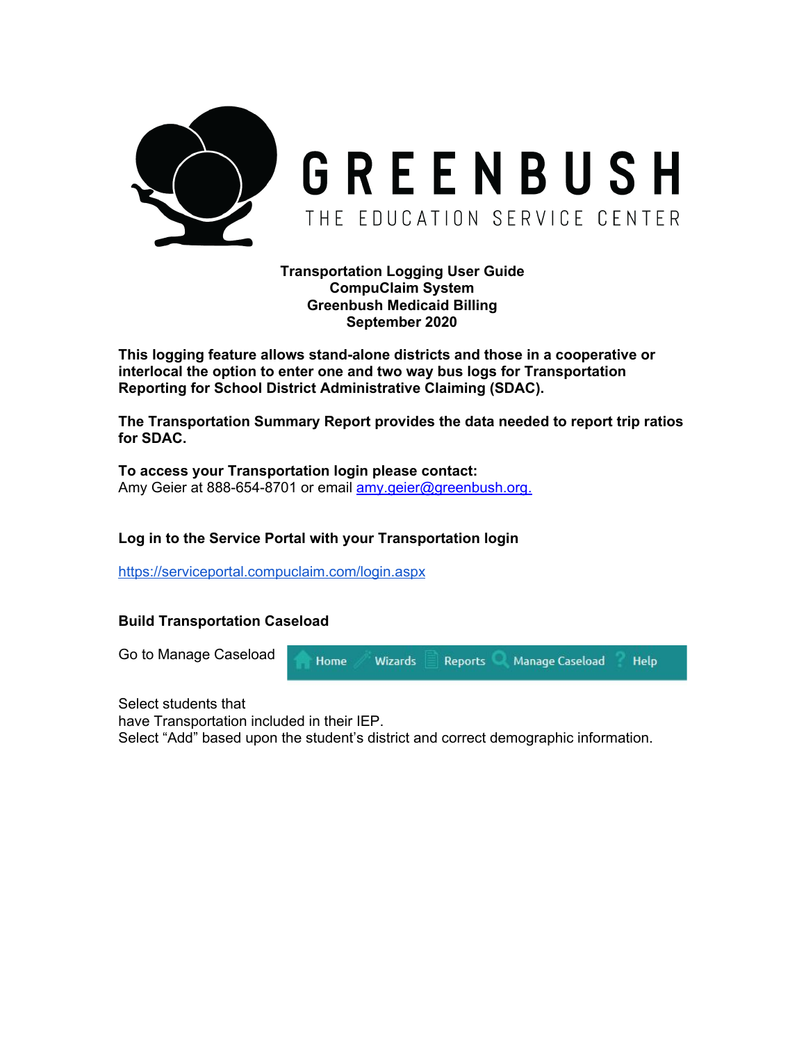GREENBUSH

THE EDUCATION SERVICE CENTER

**Transportation Logging User Guide**
**CompuClaim System**
**Greenbush Medicaid Billing**
**September 2020**

**This logging feature allows stand-alone districts and those in a cooperative or interlocal the option to enter one and two way bus logs for Transportation Reporting for School District Administrative Claiming (SDAC).**

**The Transportation Summary Report provides the data needed to report trip ratios for SDAC.**

**To access your Transportation login please contact:**
Amy Geier at 888-654-8701 or email [amy.geier@greenbush.org.](mailto:amy.geier@greenbush.org)

**Log in to the Service Portal with your Transportation login**

https://serviceportal.compuclaim.com/login.aspx

**Build Transportation Caseload**

Go to Manage Caseload

Home | Wizards | Reports | Manage Caseload | Help

Select students that
have Transportation included in their IEP.
Select "Add" based upon the student's district and correct demographic information.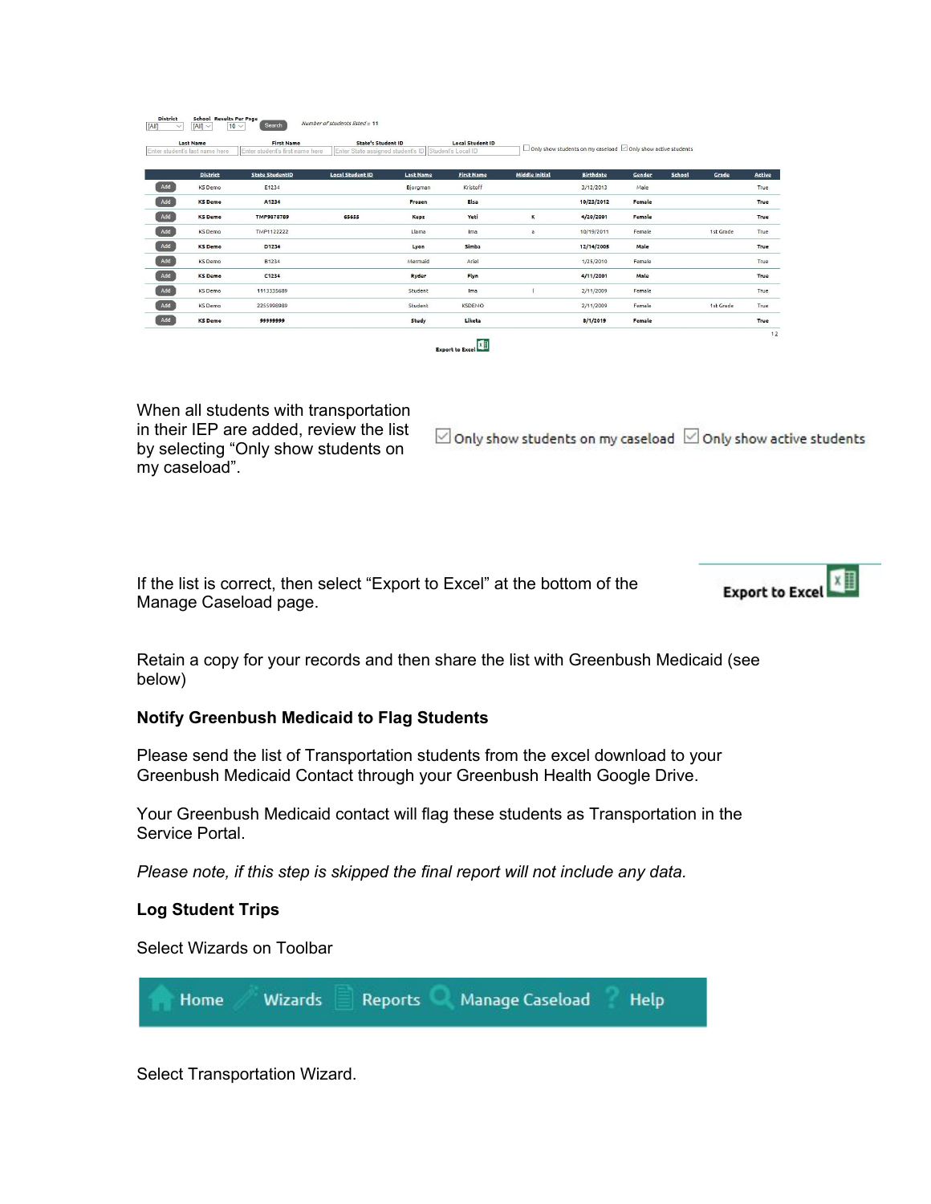| District | School | Results Per Page | | Number of students listed = 11 |
|---|---|---|---|---|
| [All] | [All] | 10 | Search | |

| Last Name | First Name | State's Student ID | Local Student ID | |
|---|---|---|---|---|
| Enter student's last name here | Enter student's first name here | Enter State assigned student's ID | Student's Local ID | ☐ Only show students on my caseload ☑ Only show active students |

| | District | State StudentID | Local Student ID | Last Name | First Name | Middle Initial | Birthdate | Gender | School | Grade | Active |
|---|---|---|---|---|---|---|---|---|---|---|---|
| Add | KS Demo | E1234 | | Bjorgman | Kristoff | | 3/12/2013 | Male | | | True |
| Add | **KS Demo** | **A1234** | | **Frozen** | **Elsa** | | **10/23/2012** | **Female** | | | **True** |
| Add | **KS Demo** | **TMP9870789** | **65655** | **Kups** | **Yeti** | **K** | **4/20/2001** | **Female** | | | **True** |
| Add | KS Demo | TMP1122222 | | Llama | Ima | a | 10/19/2011 | Female | | 1st Grade | True |
| Add | **KS Demo** | **D1234** | | **Lyon** | **Simba** | | **12/14/2005** | **Male** | | | **True** |
| Add | KS Demo | B1234 | | Mermaid | Ariel | | 1/25/2010 | Female | | | True |
| Add | **KS Demo** | **C1234** | | **Ryder** | **Flyn** | | **4/11/2001** | **Male** | | | **True** |
| Add | KS Demo | 1113335689 | | Student | Ima | I | 2/11/2009 | Female | | | True |
| Add | KS Demo | 2255998989 | | Student | KSDEMO | | 2/11/2009 | Female | | 1st Grade | True |
| Add | **KS Demo** | **99999999** | | **Study** | **Liketa** | | **8/1/2019** | **Female** | | | **True** |

1 2

Export to Excel

When all students with transportation in their IEP are added, review the list by selecting "Only show students on my caseload".

☑ Only show students on my caseload ☑ Only show active students

If the list is correct, then select "Export to Excel" at the bottom of the Manage Caseload page.

**Export to Excel**

Retain a copy for your records and then share the list with Greenbush Medicaid (see below)

**Notify Greenbush Medicaid to Flag Students**

Please send the list of Transportation students from the excel download to your Greenbush Medicaid Contact through your Greenbush Health Google Drive.

Your Greenbush Medicaid contact will flag these students as Transportation in the Service Portal.

*Please note, if this step is skipped the final report will not include any data.*

**Log Student Trips**

Select Wizards on Toolbar

Home | Wizards | Reports | Manage Caseload | Help

Select Transportation Wizard.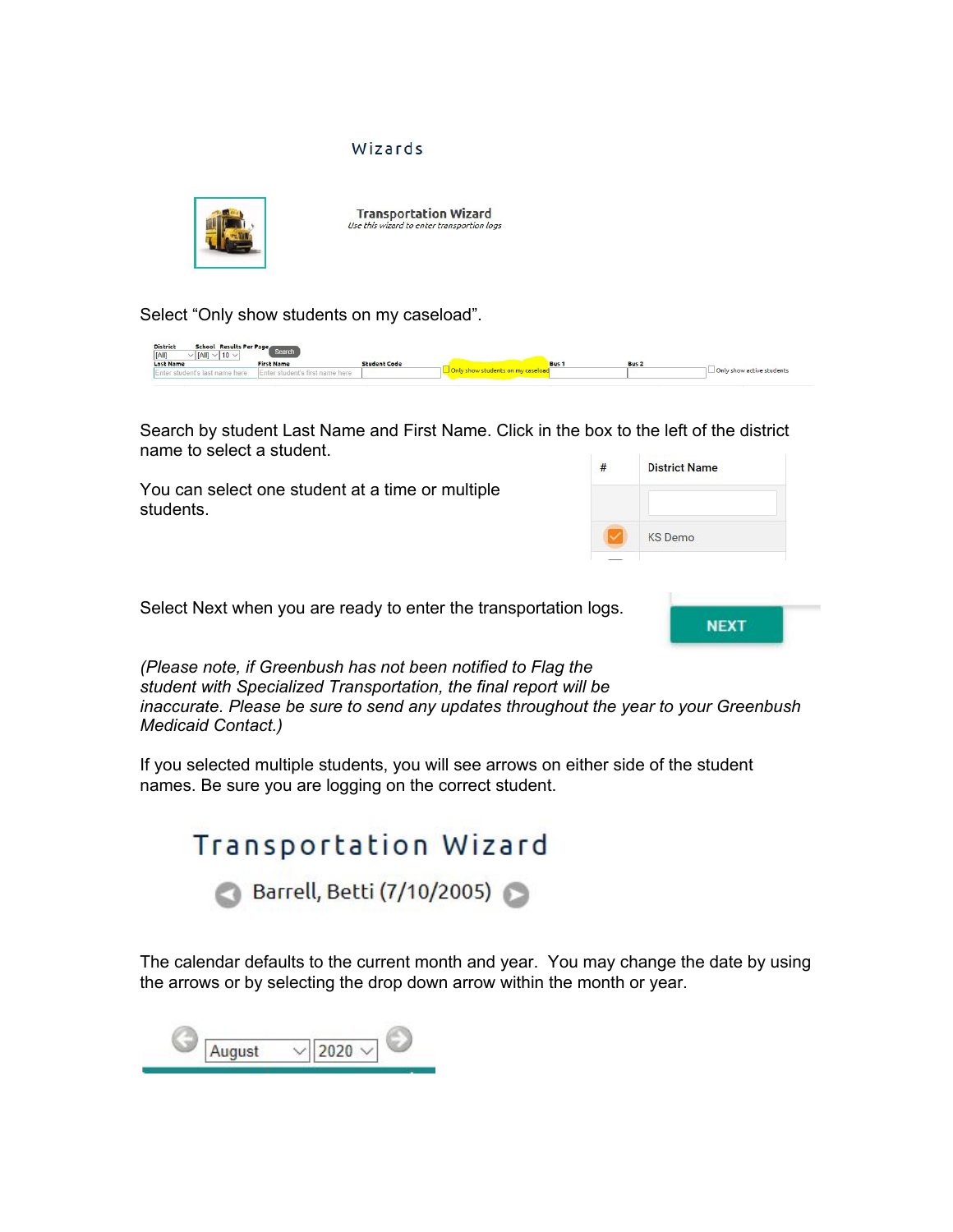Wizards

**Transportation Wizard**
*Use this wizard to enter transportion logs*

Select "Only show students on my caseload".

Search by student Last Name and First Name. Click in the box to the left of the district name to select a student.

You can select one student at a time or multiple students.

Select Next when you are ready to enter the transportation logs.

*(Please note, if Greenbush has not been notified to Flag the student with Specialized Transportation, the final report will be inaccurate. Please be sure to send any updates throughout the year to your Greenbush Medicaid Contact.)*

If you selected multiple students, you will see arrows on either side of the student names. Be sure you are logging on the correct student.

The calendar defaults to the current month and year. You may change the date by using the arrows or by selecting the drop down arrow within the month or year.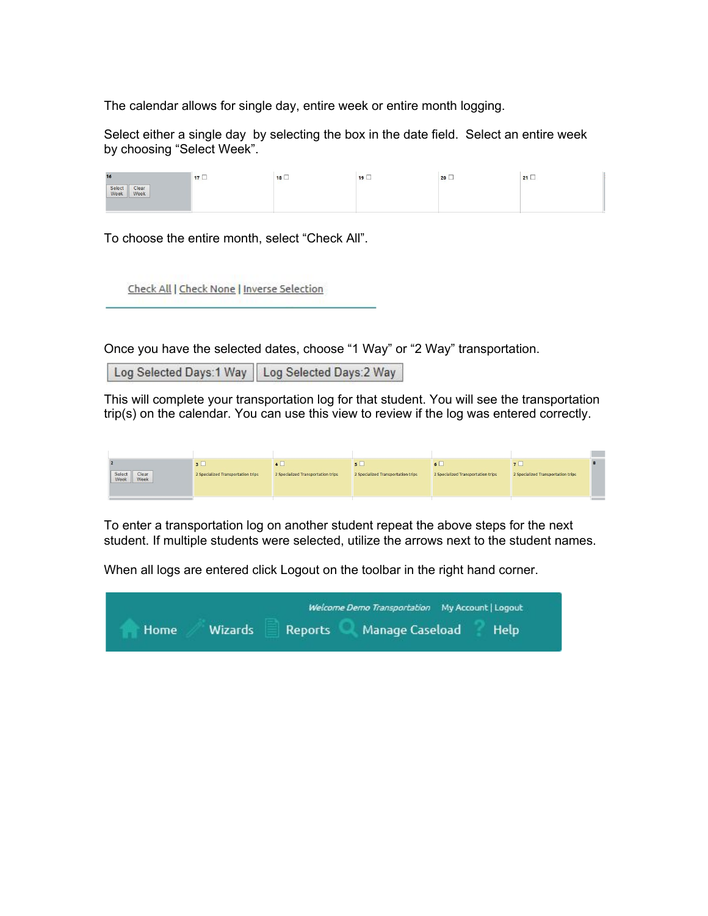The calendar allows for single day, entire week or entire month logging.

Select either a single day by selecting the box in the date field. Select an entire week by choosing "Select Week".

| 16 Select Week / Clear Week | 17 ☐ | 18 ☐ | 19 ☐ | 20 ☐ | 21 ☐ |
|---|---|---|---|---|---|

To choose the entire month, select "Check All".

Check All | Check None | Inverse Selection

Once you have the selected dates, choose "1 Way" or "2 Way" transportation.

Log Selected Days:1 Way | Log Selected Days:2 Way

This will complete your transportation log for that student. You will see the transportation trip(s) on the calendar. You can use this view to review if the log was entered correctly.

| 2 Select Week / Clear Week | 3 ☐ 2 Specialized Transportation trips | 4 ☐ 2 Specialized Transportation trips | 5 ☐ 2 Specialized Transportation trips | 6 ☐ 2 Specialized Transportation trips | 7 ☐ 2 Specialized Transportation trips | 8 |
|---|---|---|---|---|---|---|

To enter a transportation log on another student repeat the above steps for the next student. If multiple students were selected, utilize the arrows next to the student names.

When all logs are entered click Logout on the toolbar in the right hand corner.

Welcome Demo Transportation My Account | Logout

Home | Wizards | Reports | Manage Caseload | Help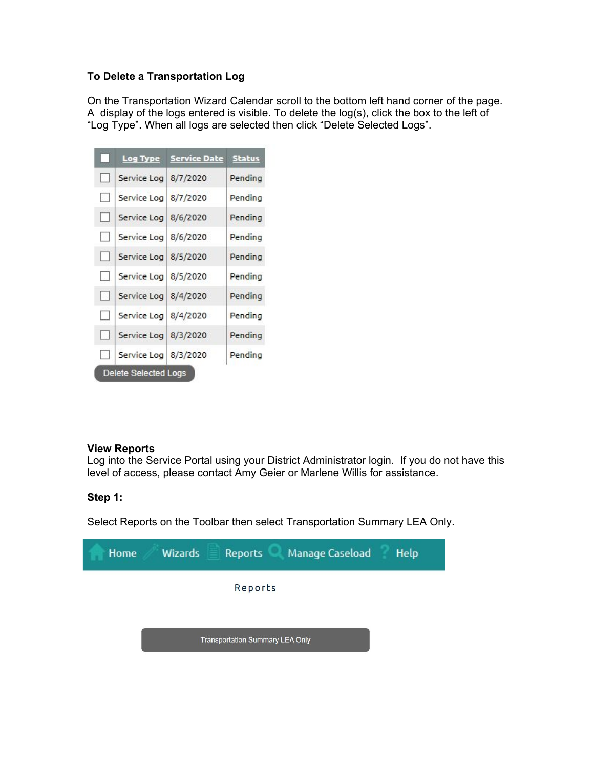**To Delete a Transportation Log**

On the Transportation Wizard Calendar scroll to the bottom left hand corner of the page. A display of the logs entered is visible. To delete the log(s), click the box to the left of “Log Type”. When all logs are selected then click “Delete Selected Logs”.

| ☐ | Log Type | Service Date | Status |
|---|---|---|---|
| ☐ | Service Log | 8/7/2020 | Pending |
| ☐ | Service Log | 8/7/2020 | Pending |
| ☐ | Service Log | 8/6/2020 | Pending |
| ☐ | Service Log | 8/6/2020 | Pending |
| ☐ | Service Log | 8/5/2020 | Pending |
| ☐ | Service Log | 8/5/2020 | Pending |
| ☐ | Service Log | 8/4/2020 | Pending |
| ☐ | Service Log | 8/4/2020 | Pending |
| ☐ | Service Log | 8/3/2020 | Pending |
| ☐ | Service Log | 8/3/2020 | Pending |

Delete Selected Logs

**View Reports**

Log into the Service Portal using your District Administrator login. If you do not have this level of access, please contact Amy Geier or Marlene Willis for assistance.

**Step 1:**

Select Reports on the Toolbar then select Transportation Summary LEA Only.

Home Wizards Reports Manage Caseload Help

Reports

Transportation Summary LEA Only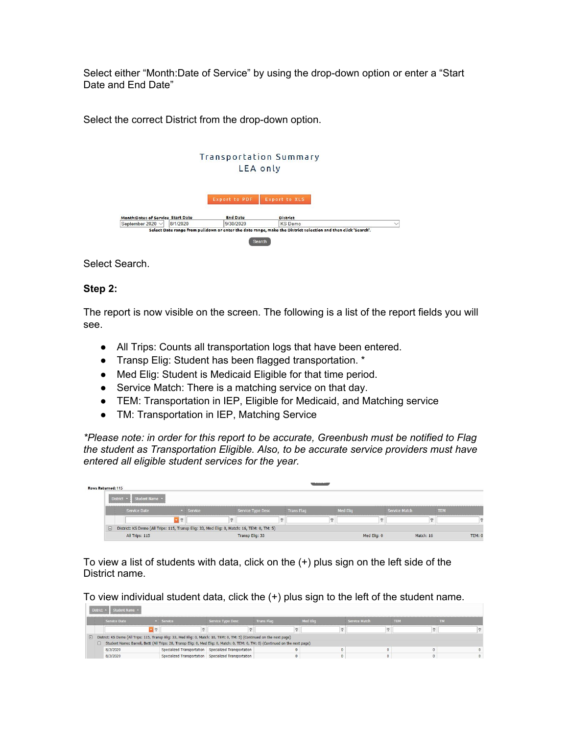Select either “Month:Date of Service” by using the drop-down option or enter a “Start Date and End Date”

Select the correct District from the drop-down option.

Select Search.

**Step 2:**

The report is now visible on the screen. The following is a list of the report fields you will see.

- All Trips: Counts all transportation logs that have been entered.
- Transp Elig: Student has been flagged transportation. *
- Med Elig: Student is Medicaid Eligible for that time period.
- Service Match: There is a matching service on that day.
- TEM: Transportation in IEP, Eligible for Medicaid, and Matching service
- TM: Transportation in IEP, Matching Service

*\*Please note: in order for this report to be accurate, Greenbush must be notified to Flag the student as Transportation Eligible. Also, to be accurate service providers must have entered all eligible student services for the year.*

To view a list of students with data, click on the (+) plus sign on the left side of the District name.

To view individual student data, click the (+) plus sign to the left of the student name.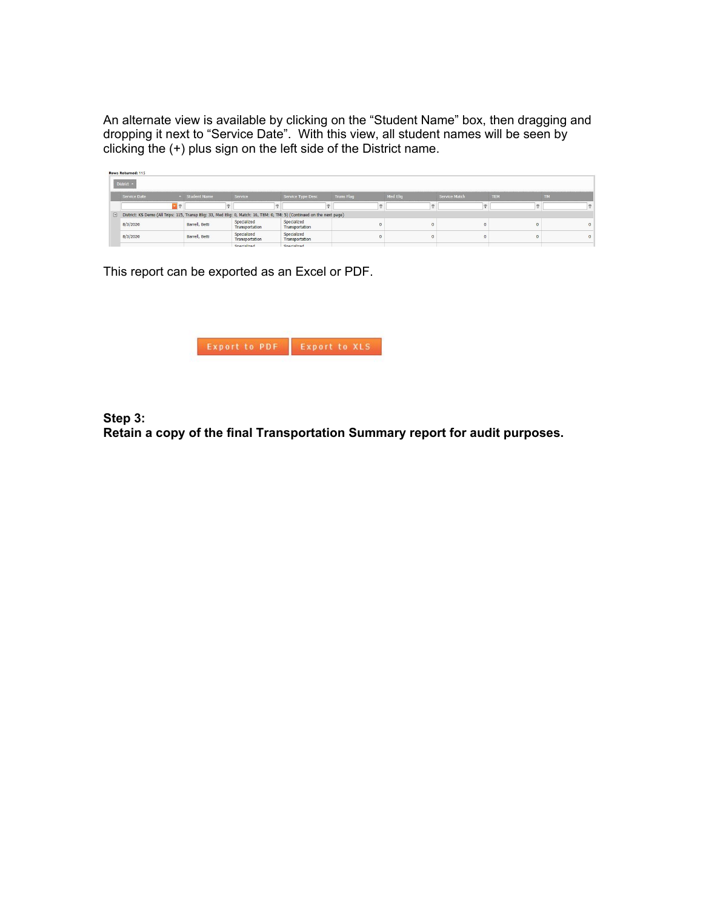An alternate view is available by clicking on the "Student Name" box, then dragging and dropping it next to "Service Date". With this view, all student names will be seen by clicking the (+) plus sign on the left side of the District name.

**Rows Returned:** 115

District ▾

| Service Date | Student Name | Service | Service Type Desc | Trans Flag | Med Elig | Service Match | TEM | TM |
|---|---|---|---|---|---|---|---|---|
| District: KS Demo (All Trips: 115, Transp Elig: 33, Med Elig: 0, Match: 16, TEM: 0, TM: 5) (Continued on the next page) | | | | | | | | |
| 8/3/2020 | Barrell, Betti | Specialized Transportation | Specialized Transportation | 0 | 0 | 0 | 0 | 0 |
| 8/3/2020 | Barrell, Betti | Specialized Transportation | Specialized Transportation | 0 | 0 | 0 | 0 | 0 |

This report can be exported as an Excel or PDF.

Export to PDF | Export to XLS

**Step 3:**
**Retain a copy of the final Transportation Summary report for audit purposes.**